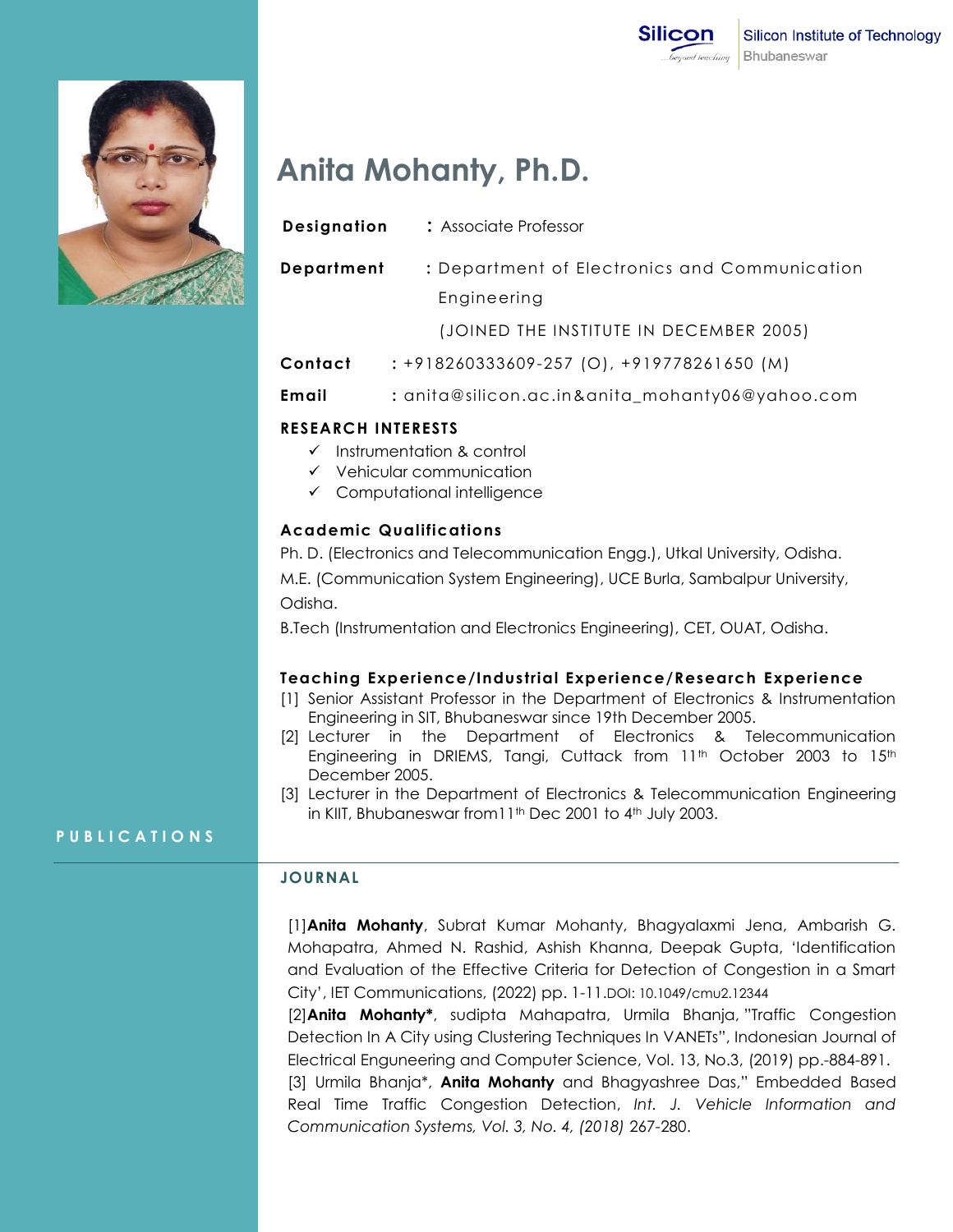Silicon Institute of Technology
Bhubaneswar

# Anita Mohanty, Ph.D.

**Designation** : Associate Professor

**Department** : Department of Electronics and Communication Engineering

(JOINED THE INSTITUTE IN DECEMBER 2005)

**Contact** : +918260333609-257 (O), +919778261650 (M)

**Email** : anita@silicon.ac.in&anita_mohanty06@yahoo.com

## RESEARCH INTERESTS

- ✓ Instrumentation & control
- ✓ Vehicular communication
- ✓ Computational intelligence

## Academic Qualifications

Ph. D. (Electronics and Telecommunication Engg.), Utkal University, Odisha.

M.E. (Communication System Engineering), UCE Burla, Sambalpur University, Odisha.

B.Tech (Instrumentation and Electronics Engineering), CET, OUAT, Odisha.

## Teaching Experience/Industrial Experience/Research Experience

[1] Senior Assistant Professor in the Department of Electronics & Instrumentation Engineering in SIT, Bhubaneswar since 19th December 2005.

[2] Lecturer in the Department of Electronics & Telecommunication Engineering in DRIEMS, Tangi, Cuttack from 11th October 2003 to 15th December 2005.

[3] Lecturer in the Department of Electronics & Telecommunication Engineering in KIIT, Bhubaneswar from11th Dec 2001 to 4th July 2003.

# PUBLICATIONS

## JOURNAL

[1]**Anita Mohanty**, Subrat Kumar Mohanty, Bhagyalaxmi Jena, Ambarish G. Mohapatra, Ahmed N. Rashid, Ashish Khanna, Deepak Gupta, 'Identification and Evaluation of the Effective Criteria for Detection of Congestion in a Smart City', IET Communications, (2022) pp. 1-11.DOI: 10.1049/cmu2.12344

[2]**Anita Mohanty***, sudipta Mahapatra, Urmila Bhanja, "Traffic Congestion Detection In A City using Clustering Techniques In VANETs", Indonesian Journal of Electrical Enguneering and Computer Science, Vol. 13, No.3, (2019) pp.-884-891.

[3] Urmila Bhanja*, **Anita Mohanty** and Bhagyashree Das," Embedded Based Real Time Traffic Congestion Detection, *Int. J. Vehicle Information and Communication Systems, Vol. 3, No. 4, (2018)* 267-280.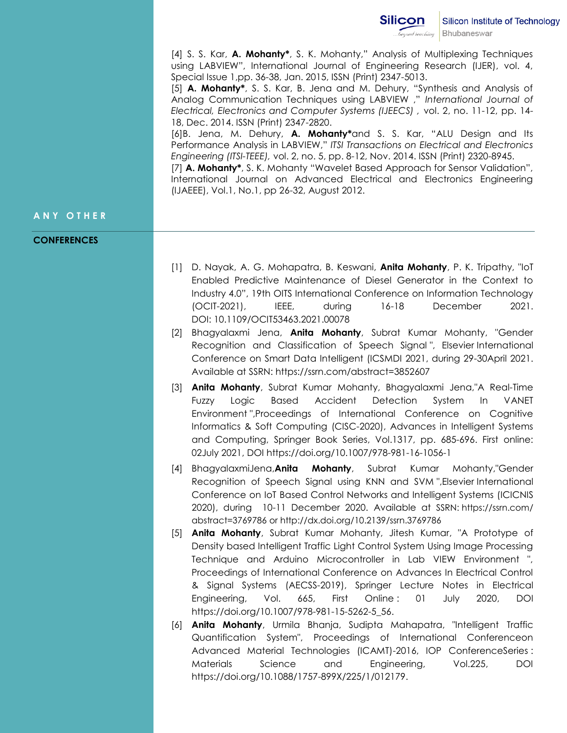[4] S. S. Kar, **A. Mohanty***, S. K. Mohanty," Analysis of Multiplexing Techniques using LABVIEW", International Journal of Engineering Research (IJER), vol. 4, Special Issue 1,pp. 36-38, Jan. 2015, ISSN (Print) 2347-5013.

[5] **A. Mohanty***, S. S. Kar, B. Jena and M. Dehury, "Synthesis and Analysis of Analog Communication Techniques using LABVIEW ," *International Journal of Electrical, Electronics and Computer Systems (IJEECS)* , vol. 2, no. 11-12, pp. 14-18, Dec. 2014. ISSN (Print) 2347-2820.

[6]B. Jena, M. Dehury, **A. Mohanty***and S. S. Kar, "ALU Design and Its Performance Analysis in LABVIEW," *ITSI Transactions on Electrical and Electronics Engineering (ITSI-TEEE),* vol. 2, no. 5, pp. 8-12, Nov. 2014. ISSN (Print) 2320-8945.

[7] **A. Mohanty***, S. K. Mohanty "Wavelet Based Approach for Sensor Validation", International Journal on Advanced Electrical and Electronics Engineering (IJAEEE), Vol.1, No.1, pp 26-32, August 2012.

## ANY OTHER

### CONFERENCES

[1] D. Nayak, A. G. Mohapatra, B. Keswani, **Anita Mohanty**, P. K. Tripathy, "IoT Enabled Predictive Maintenance of Diesel Generator in the Context to Industry 4.0", 19th OITS International Conference on Information Technology (OCIT-2021), IEEE, during 16-18 December 2021. DOI: 10.1109/OCIT53463.2021.00078

[2] Bhagyalaxmi Jena, **Anita Mohanty**, Subrat Kumar Mohanty, "Gender Recognition and Classification of Speech Signal ", Elsevier International Conference on Smart Data Intelligent (ICSMDI 2021, during 29-30April 2021. Available at SSRN: https://ssrn.com/abstract=3852607

[3] **Anita Mohanty**, Subrat Kumar Mohanty, Bhagyalaxmi Jena,"A Real-Time Fuzzy Logic Based Accident Detection System In VANET Environment ",Proceedings of International Conference on Cognitive Informatics & Soft Computing (CISC-2020), Advances in Intelligent Systems and Computing, Springer Book Series, Vol.1317, pp. 685-696. First online: 02July 2021, DOI https://doi.org/10.1007/978-981-16-1056-1

[4] BhagyalaxmiJena,**Anita Mohanty**, Subrat Kumar Mohanty,"Gender Recognition of Speech Signal using KNN and SVM ",Elsevier International Conference on IoT Based Control Networks and Intelligent Systems (ICICNIS 2020), during 10-11 December 2020. Available at SSRN: https://ssrn.com/abstract=3769786 or http://dx.doi.org/10.2139/ssrn.3769786

[5] **Anita Mohanty**, Subrat Kumar Mohanty, Jitesh Kumar, "A Prototype of Density based Intelligent Traffic Light Control System Using Image Processing Technique and Arduino Microcontroller in Lab VIEW Environment ", Proceedings of International Conference on Advances In Electrical Control & Signal Systems (AECSS-2019), Springer Lecture Notes in Electrical Engineering, Vol. 665, First Online : 01 July 2020, DOI https://doi.org/10.1007/978-981-15-5262-5_56.

[6] **Anita Mohanty**, Urmila Bhanja, Sudipta Mahapatra, "Intelligent Traffic Quantification System", Proceedings of International Conferenceon Advanced Material Technologies (ICAMT)-2016, IOP ConferenceSeries : Materials Science and Engineering, Vol.225, DOI https://doi.org/10.1088/1757-899X/225/1/012179.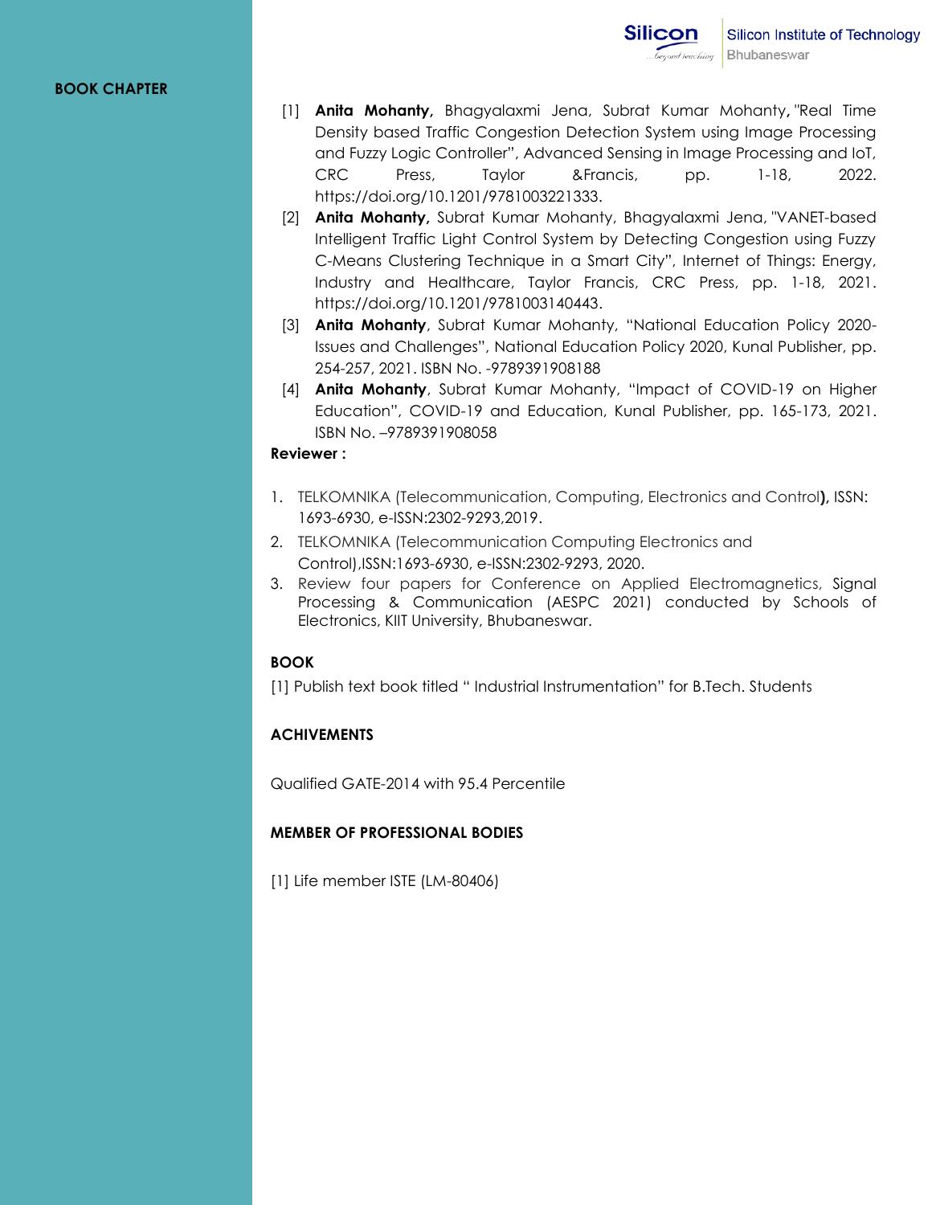## BOOK CHAPTER

[1] **Anita Mohanty,** Bhagyalaxmi Jena, Subrat Kumar Mohanty, "Real Time Density based Traffic Congestion Detection System using Image Processing and Fuzzy Logic Controller", Advanced Sensing in Image Processing and IoT, CRC Press, Taylor &Francis, pp. 1-18, 2022. https://doi.org/10.1201/9781003221333.

[2] **Anita Mohanty,** Subrat Kumar Mohanty, Bhagyalaxmi Jena, "VANET-based Intelligent Traffic Light Control System by Detecting Congestion using Fuzzy C-Means Clustering Technique in a Smart City", Internet of Things: Energy, Industry and Healthcare, Taylor Francis, CRC Press, pp. 1-18, 2021. https://doi.org/10.1201/9781003140443.

[3] **Anita Mohanty**, Subrat Kumar Mohanty, "National Education Policy 2020- Issues and Challenges", National Education Policy 2020, Kunal Publisher, pp. 254-257, 2021. ISBN No. -9789391908188

[4] **Anita Mohanty**, Subrat Kumar Mohanty, "Impact of COVID-19 on Higher Education", COVID-19 and Education, Kunal Publisher, pp. 165-173, 2021. ISBN No. –9789391908058

**Reviewer :**

1. TELKOMNIKA (Telecommunication, Computing, Electronics and Control**),** ISSN: 1693-6930, e-ISSN:2302-9293,2019.
2. TELKOMNIKA (Telecommunication Computing Electronics and Control),ISSN:1693-6930, e-ISSN:2302-9293, 2020.
3. Review four papers for Conference on Applied Electromagnetics, Signal Processing & Communication (AESPC 2021) conducted by Schools of Electronics, KIIT University, Bhubaneswar.

## BOOK

[1] Publish text book titled " Industrial Instrumentation" for B.Tech. Students

## ACHIVEMENTS

Qualified GATE-2014 with 95.4 Percentile

## MEMBER OF PROFESSIONAL BODIES

[1] Life member ISTE (LM-80406)